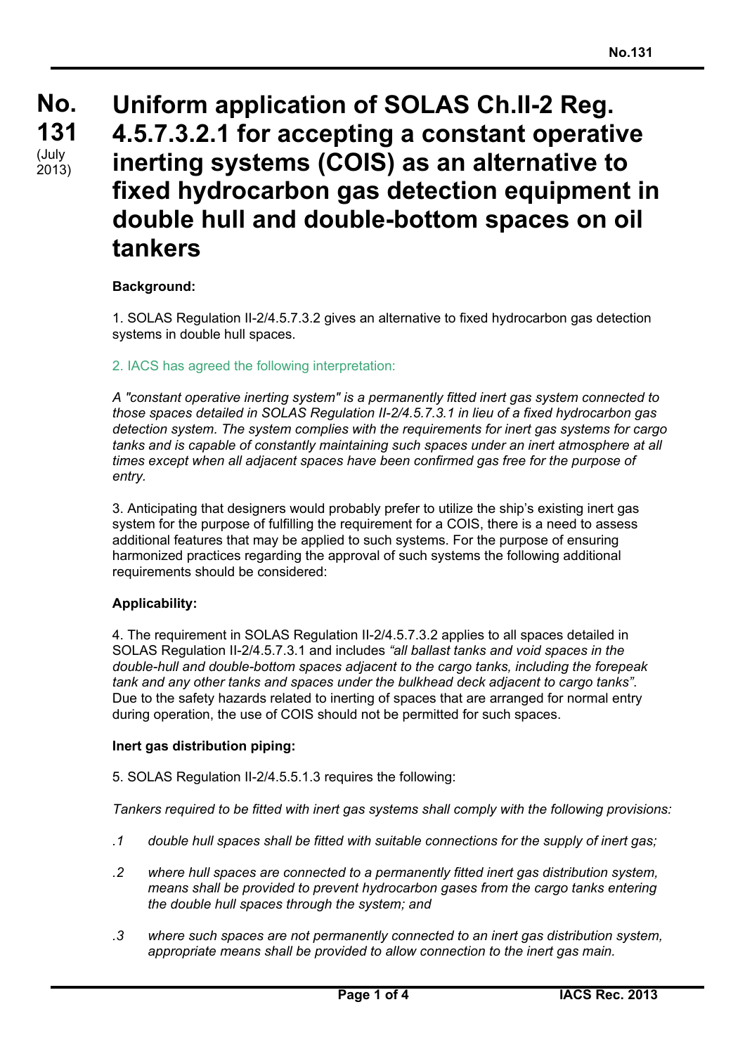# No. 131 (July 2013)

# Uniform application of SOLAS Ch.II-2 Reg. 4.5.7.3.2.1 for accepting a constant operative inerting systems (COIS) as an alternative to fixed hydrocarbon gas detection equipment in double hull and double-bottom spaces on oil tankers

**Background:**

1. SOLAS Regulation II-2/4.5.7.3.2 gives an alternative to fixed hydrocarbon gas detection systems in double hull spaces.

2. IACS has agreed the following interpretation:

*A "constant operative inerting system" is a permanently fitted inert gas system connected to those spaces detailed in SOLAS Regulation II-2/4.5.7.3.1 in lieu of a fixed hydrocarbon gas detection system. The system complies with the requirements for inert gas systems for cargo tanks and is capable of constantly maintaining such spaces under an inert atmosphere at all times except when all adjacent spaces have been confirmed gas free for the purpose of entry.*

3. Anticipating that designers would probably prefer to utilize the ship's existing inert gas system for the purpose of fulfilling the requirement for a COIS, there is a need to assess additional features that may be applied to such systems. For the purpose of ensuring harmonized practices regarding the approval of such systems the following additional requirements should be considered:

**Applicability:**

4. The requirement in SOLAS Regulation II-2/4.5.7.3.2 applies to all spaces detailed in SOLAS Regulation II-2/4.5.7.3.1 and includes *"all ballast tanks and void spaces in the double-hull and double-bottom spaces adjacent to the cargo tanks, including the forepeak tank and any other tanks and spaces under the bulkhead deck adjacent to cargo tanks"*. Due to the safety hazards related to inerting of spaces that are arranged for normal entry during operation, the use of COIS should not be permitted for such spaces.

**Inert gas distribution piping:**

5. SOLAS Regulation II-2/4.5.5.1.3 requires the following:

*Tankers required to be fitted with inert gas systems shall comply with the following provisions:*

- *.1 double hull spaces shall be fitted with suitable connections for the supply of inert gas;*
- *.2 where hull spaces are connected to a permanently fitted inert gas distribution system, means shall be provided to prevent hydrocarbon gases from the cargo tanks entering the double hull spaces through the system; and*
- *.3 where such spaces are not permanently connected to an inert gas distribution system, appropriate means shall be provided to allow connection to the inert gas main.*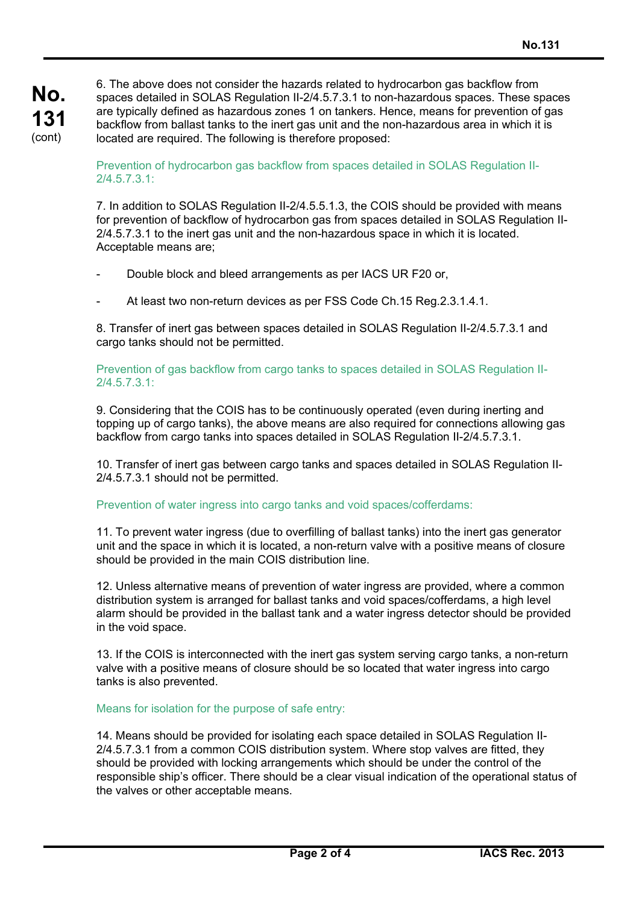6. The above does not consider the hazards related to hydrocarbon gas backflow from spaces detailed in SOLAS Regulation II-2/4.5.7.3.1 to non-hazardous spaces. These spaces are typically defined as hazardous zones 1 on tankers. Hence, means for prevention of gas backflow from ballast tanks to the inert gas unit and the non-hazardous area in which it is located are required. The following is therefore proposed:

### Prevention of hydrocarbon gas backflow from spaces detailed in SOLAS Regulation II-2/4.5.7.3.1:

7. In addition to SOLAS Regulation II-2/4.5.5.1.3, the COIS should be provided with means for prevention of backflow of hydrocarbon gas from spaces detailed in SOLAS Regulation II-2/4.5.7.3.1 to the inert gas unit and the non-hazardous space in which it is located. Acceptable means are;

- Double block and bleed arrangements as per IACS UR F20 or,
- At least two non-return devices as per FSS Code Ch.15 Reg.2.3.1.4.1.

8. Transfer of inert gas between spaces detailed in SOLAS Regulation II-2/4.5.7.3.1 and cargo tanks should not be permitted.

### Prevention of gas backflow from cargo tanks to spaces detailed in SOLAS Regulation II-2/4.5.7.3.1:

9. Considering that the COIS has to be continuously operated (even during inerting and topping up of cargo tanks), the above means are also required for connections allowing gas backflow from cargo tanks into spaces detailed in SOLAS Regulation II-2/4.5.7.3.1.

10. Transfer of inert gas between cargo tanks and spaces detailed in SOLAS Regulation II-2/4.5.7.3.1 should not be permitted.

### Prevention of water ingress into cargo tanks and void spaces/cofferdams:

11. To prevent water ingress (due to overfilling of ballast tanks) into the inert gas generator unit and the space in which it is located, a non-return valve with a positive means of closure should be provided in the main COIS distribution line.

12. Unless alternative means of prevention of water ingress are provided, where a common distribution system is arranged for ballast tanks and void spaces/cofferdams, a high level alarm should be provided in the ballast tank and a water ingress detector should be provided in the void space.

13. If the COIS is interconnected with the inert gas system serving cargo tanks, a non-return valve with a positive means of closure should be so located that water ingress into cargo tanks is also prevented.

### Means for isolation for the purpose of safe entry:

14. Means should be provided for isolating each space detailed in SOLAS Regulation II-2/4.5.7.3.1 from a common COIS distribution system. Where stop valves are fitted, they should be provided with locking arrangements which should be under the control of the responsible ship's officer. There should be a clear visual indication of the operational status of the valves or other acceptable means.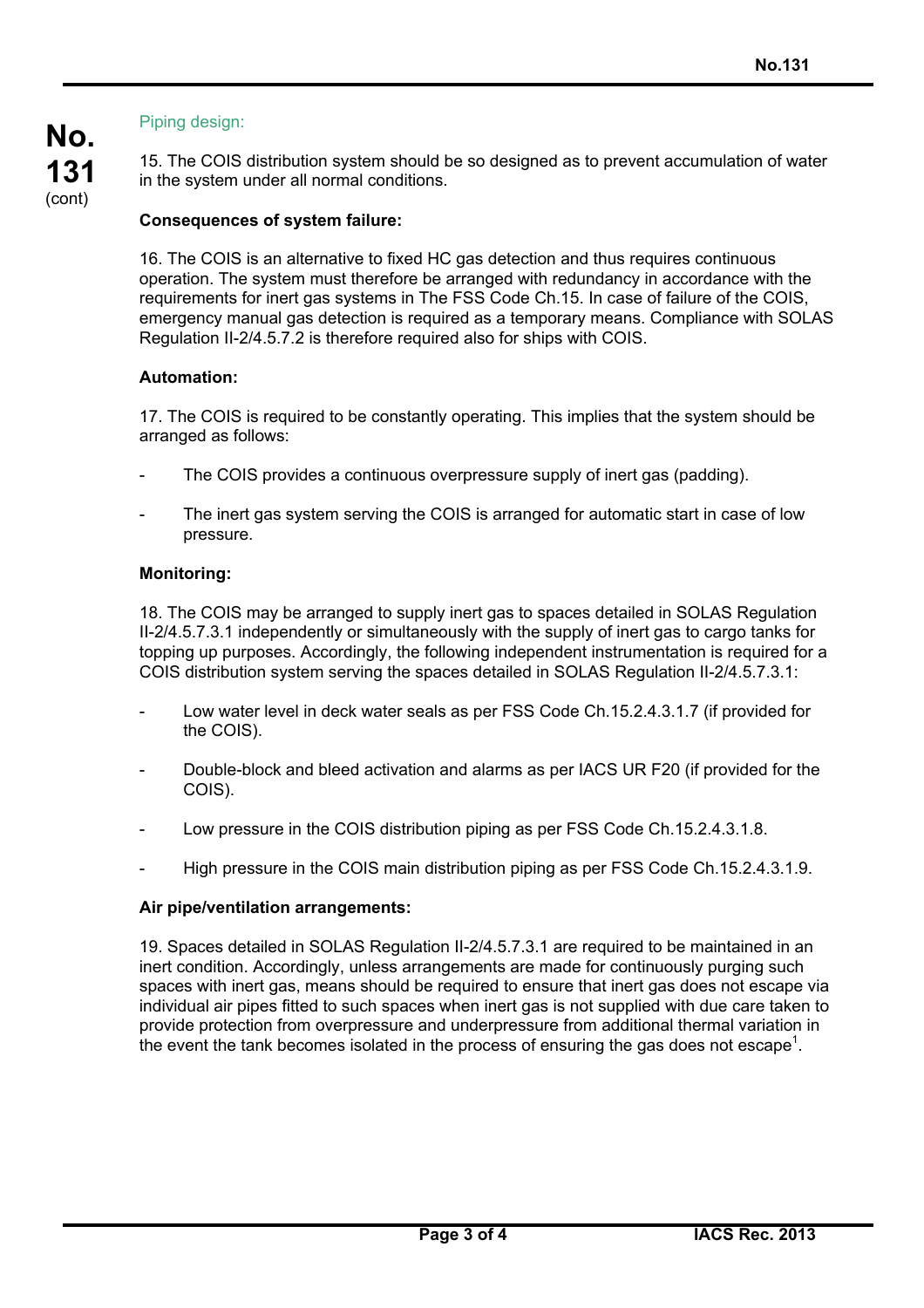Piping design:

15. The COIS distribution system should be so designed as to prevent accumulation of water in the system under all normal conditions.

**Consequences of system failure:**

16. The COIS is an alternative to fixed HC gas detection and thus requires continuous operation. The system must therefore be arranged with redundancy in accordance with the requirements for inert gas systems in The FSS Code Ch.15. In case of failure of the COIS, emergency manual gas detection is required as a temporary means. Compliance with SOLAS Regulation II-2/4.5.7.2 is therefore required also for ships with COIS.

**Automation:**

17. The COIS is required to be constantly operating. This implies that the system should be arranged as follows:

- The COIS provides a continuous overpressure supply of inert gas (padding).
- The inert gas system serving the COIS is arranged for automatic start in case of low pressure.

**Monitoring:**

18. The COIS may be arranged to supply inert gas to spaces detailed in SOLAS Regulation II-2/4.5.7.3.1 independently or simultaneously with the supply of inert gas to cargo tanks for topping up purposes. Accordingly, the following independent instrumentation is required for a COIS distribution system serving the spaces detailed in SOLAS Regulation II-2/4.5.7.3.1:

- Low water level in deck water seals as per FSS Code Ch.15.2.4.3.1.7 (if provided for the COIS).
- Double-block and bleed activation and alarms as per IACS UR F20 (if provided for the COIS).
- Low pressure in the COIS distribution piping as per FSS Code Ch.15.2.4.3.1.8.
- High pressure in the COIS main distribution piping as per FSS Code Ch.15.2.4.3.1.9.

**Air pipe/ventilation arrangements:**

19. Spaces detailed in SOLAS Regulation II-2/4.5.7.3.1 are required to be maintained in an inert condition. Accordingly, unless arrangements are made for continuously purging such spaces with inert gas, means should be required to ensure that inert gas does not escape via individual air pipes fitted to such spaces when inert gas is not supplied with due care taken to provide protection from overpressure and underpressure from additional thermal variation in the event the tank becomes isolated in the process of ensuring the gas does not escape[1].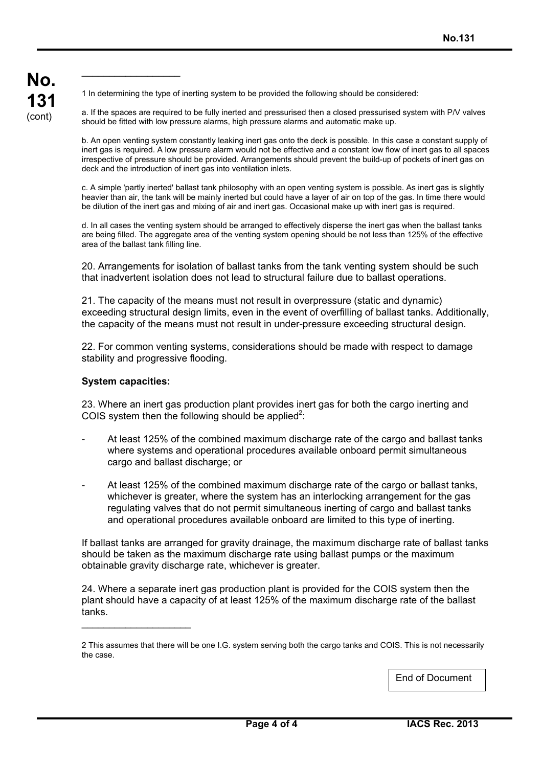---

1 In determining the type of inerting system to be provided the following should be considered:

a. If the spaces are required to be fully inerted and pressurised then a closed pressurised system with P/V valves should be fitted with low pressure alarms, high pressure alarms and automatic make up.

b. An open venting system constantly leaking inert gas onto the deck is possible. In this case a constant supply of inert gas is required. A low pressure alarm would not be effective and a constant low flow of inert gas to all spaces irrespective of pressure should be provided. Arrangements should prevent the build-up of pockets of inert gas on deck and the introduction of inert gas into ventilation inlets.

c. A simple 'partly inerted' ballast tank philosophy with an open venting system is possible. As inert gas is slightly heavier than air, the tank will be mainly inerted but could have a layer of air on top of the gas. In time there would be dilution of the inert gas and mixing of air and inert gas. Occasional make up with inert gas is required.

d. In all cases the venting system should be arranged to effectively disperse the inert gas when the ballast tanks are being filled. The aggregate area of the venting system opening should be not less than 125% of the effective area of the ballast tank filling line.

20. Arrangements for isolation of ballast tanks from the tank venting system should be such that inadvertent isolation does not lead to structural failure due to ballast operations.

21. The capacity of the means must not result in overpressure (static and dynamic) exceeding structural design limits, even in the event of overfilling of ballast tanks. Additionally, the capacity of the means must not result in under-pressure exceeding structural design.

22. For common venting systems, considerations should be made with respect to damage stability and progressive flooding.

**System capacities:**

23. Where an inert gas production plant provides inert gas for both the cargo inerting and COIS system then the following should be applied[2]:

- At least 125% of the combined maximum discharge rate of the cargo and ballast tanks where systems and operational procedures available onboard permit simultaneous cargo and ballast discharge; or
- At least 125% of the combined maximum discharge rate of the cargo or ballast tanks, whichever is greater, where the system has an interlocking arrangement for the gas regulating valves that do not permit simultaneous inerting of cargo and ballast tanks and operational procedures available onboard are limited to this type of inerting.

If ballast tanks are arranged for gravity drainage, the maximum discharge rate of ballast tanks should be taken as the maximum discharge rate using ballast pumps or the maximum obtainable gravity discharge rate, whichever is greater.

24. Where a separate inert gas production plant is provided for the COIS system then the plant should have a capacity of at least 125% of the maximum discharge rate of the ballast tanks.

---

2 This assumes that there will be one I.G. system serving both the cargo tanks and COIS. This is not necessarily the case.

End of Document